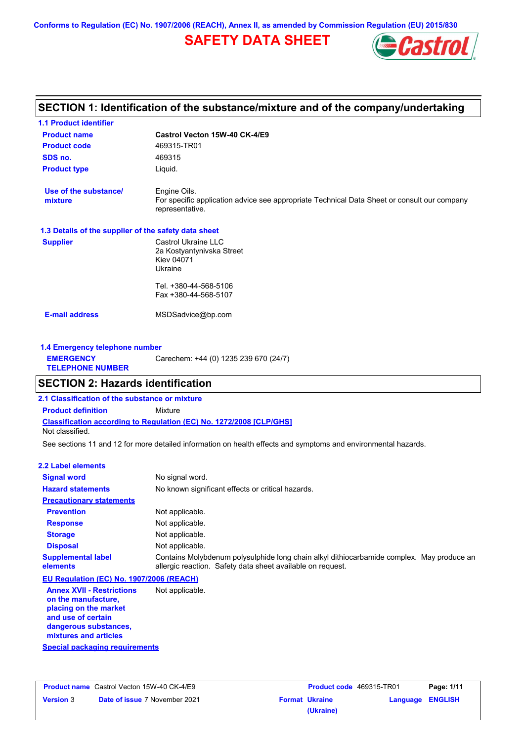Conforms to Regulation (EC) No. 1907/2006 (REACH), Annex II, as amended by Commission Regulation (EU) 2015/830

# SAFETY DATA SHEET

Castrol

## SECTION 1: Identification of the substance/mixture and of the company/undertaking

### 1.1 Product identifier

| | |
|---|---|
| **Product name** | **Castrol Vecton 15W-40 CK-4/E9** |
| **Product code** | 469315-TR01 |
| **SDS no.** | 469315 |
| **Product type** | Liquid. |
| **Use of the substance/ mixture** | Engine Oils. For specific application advice see appropriate Technical Data Sheet or consult our company representative. |

### 1.3 Details of the supplier of the safety data sheet

**Supplier**
Castrol Ukraine LLC
2a Kostyantynivska Street
Kiev 04071
Ukraine

Tel. +380-44-568-5106
Fax +380-44-568-5107

**E-mail address** MSDSadvice@bp.com

### 1.4 Emergency telephone number

**EMERGENCY TELEPHONE NUMBER** Carechem: +44 (0) 1235 239 670 (24/7)

## SECTION 2: Hazards identification

### 2.1 Classification of the substance or mixture

**Product definition** Mixture

**Classification according to Regulation (EC) No. 1272/2008 [CLP/GHS]**
Not classified.

See sections 11 and 12 for more detailed information on health effects and symptoms and environmental hazards.

### 2.2 Label elements

| | |
|---|---|
| **Signal word** | No signal word. |
| **Hazard statements** | No known significant effects or critical hazards. |
| **Precautionary statements** | |
| **Prevention** | Not applicable. |
| **Response** | Not applicable. |
| **Storage** | Not applicable. |
| **Disposal** | Not applicable. |
| **Supplemental label elements** | Contains Molybdenum polysulphide long chain alkyl dithiocarbamide complex. May produce an allergic reaction. Safety data sheet available on request. |

**EU Regulation (EC) No. 1907/2006 (REACH)**

| | |
|---|---|
| **Annex XVII - Restrictions on the manufacture, placing on the market and use of certain dangerous substances, mixtures and articles** | Not applicable. |

**Special packaging requirements**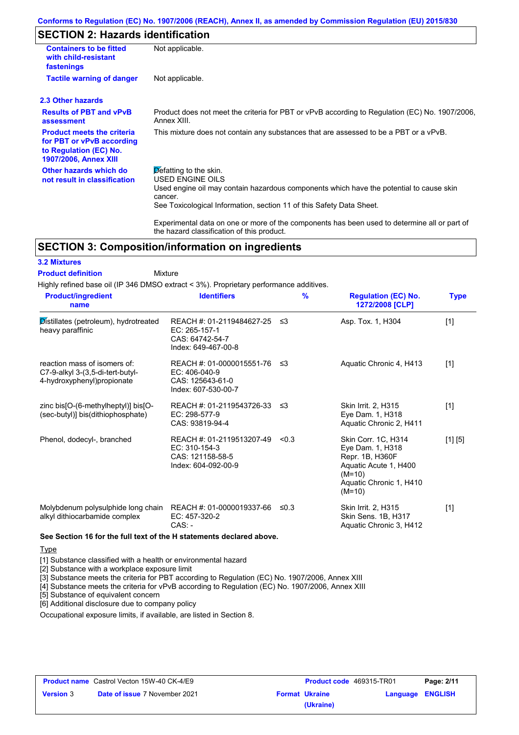Conforms to Regulation (EC) No. 1907/2006 (REACH), Annex II, as amended by Commission Regulation (EU) 2015/830

## SECTION 2: Hazards identification

| | |
|---|---|
| **Containers to be fitted with child-resistant fastenings** | Not applicable. |
| **Tactile warning of danger** | Not applicable. |

### 2.3 Other hazards

| | |
|---|---|
| **Results of PBT and vPvB assessment** | Product does not meet the criteria for PBT or vPvB according to Regulation (EC) No. 1907/2006, Annex XIII. |
| **Product meets the criteria for PBT or vPvB according to Regulation (EC) No. 1907/2006, Annex XIII** | This mixture does not contain any substances that are assessed to be a PBT or a vPvB. |
| **Other hazards which do not result in classification** | Defatting to the skin.<br>USED ENGINE OILS<br>Used engine oil may contain hazardous components which have the potential to cause skin cancer.<br>See Toxicological Information, section 11 of this Safety Data Sheet.<br><br>Experimental data on one or more of the components has been used to determine all or part of the hazard classification of this product. |

## SECTION 3: Composition/information on ingredients

### 3.2 Mixtures

**Product definition** Mixture

Highly refined base oil (IP 346 DMSO extract < 3%). Proprietary performance additives.

| Product/ingredient name | Identifiers | % | Regulation (EC) No. 1272/2008 [CLP] | Type |
|---|---|---|---|---|
| Distillates (petroleum), hydrotreated heavy paraffinic | REACH #: 01-2119484627-25<br>EC: 265-157-1<br>CAS: 64742-54-7<br>Index: 649-467-00-8 | ≤3 | Asp. Tox. 1, H304 | [1] |
| reaction mass of isomers of: C7-9-alkyl 3-(3,5-di-tert-butyl-4-hydroxyphenyl)propionate | REACH #: 01-0000015551-76<br>EC: 406-040-9<br>CAS: 125643-61-0<br>Index: 607-530-00-7 | ≤3 | Aquatic Chronic 4, H413 | [1] |
| zinc bis[O-(6-methylheptyl)] bis[O-(sec-butyl)] bis(dithiophosphate) | REACH #: 01-2119543726-33<br>EC: 298-577-9<br>CAS: 93819-94-4 | ≤3 | Skin Irrit. 2, H315<br>Eye Dam. 1, H318<br>Aquatic Chronic 2, H411 | [1] |
| Phenol, dodecyl-, branched | REACH #: 01-2119513207-49<br>EC: 310-154-3<br>CAS: 121158-58-5<br>Index: 604-092-00-9 | <0.3 | Skin Corr. 1C, H314<br>Eye Dam. 1, H318<br>Repr. 1B, H360F<br>Aquatic Acute 1, H400 (M=10)<br>Aquatic Chronic 1, H410 (M=10) | [1] [5] |
| Molybdenum polysulphide long chain alkyl dithiocarbamide complex | REACH #: 01-0000019337-66<br>EC: 457-320-2<br>CAS: - | ≤0.3 | Skin Irrit. 2, H315<br>Skin Sens. 1B, H317<br>Aquatic Chronic 3, H412 | [1] |

**See Section 16 for the full text of the H statements declared above.**

Type

[1] Substance classified with a health or environmental hazard
[2] Substance with a workplace exposure limit
[3] Substance meets the criteria for PBT according to Regulation (EC) No. 1907/2006, Annex XIII
[4] Substance meets the criteria for vPvB according to Regulation (EC) No. 1907/2006, Annex XIII
[5] Substance of equivalent concern
[6] Additional disclosure due to company policy

Occupational exposure limits, if available, are listed in Section 8.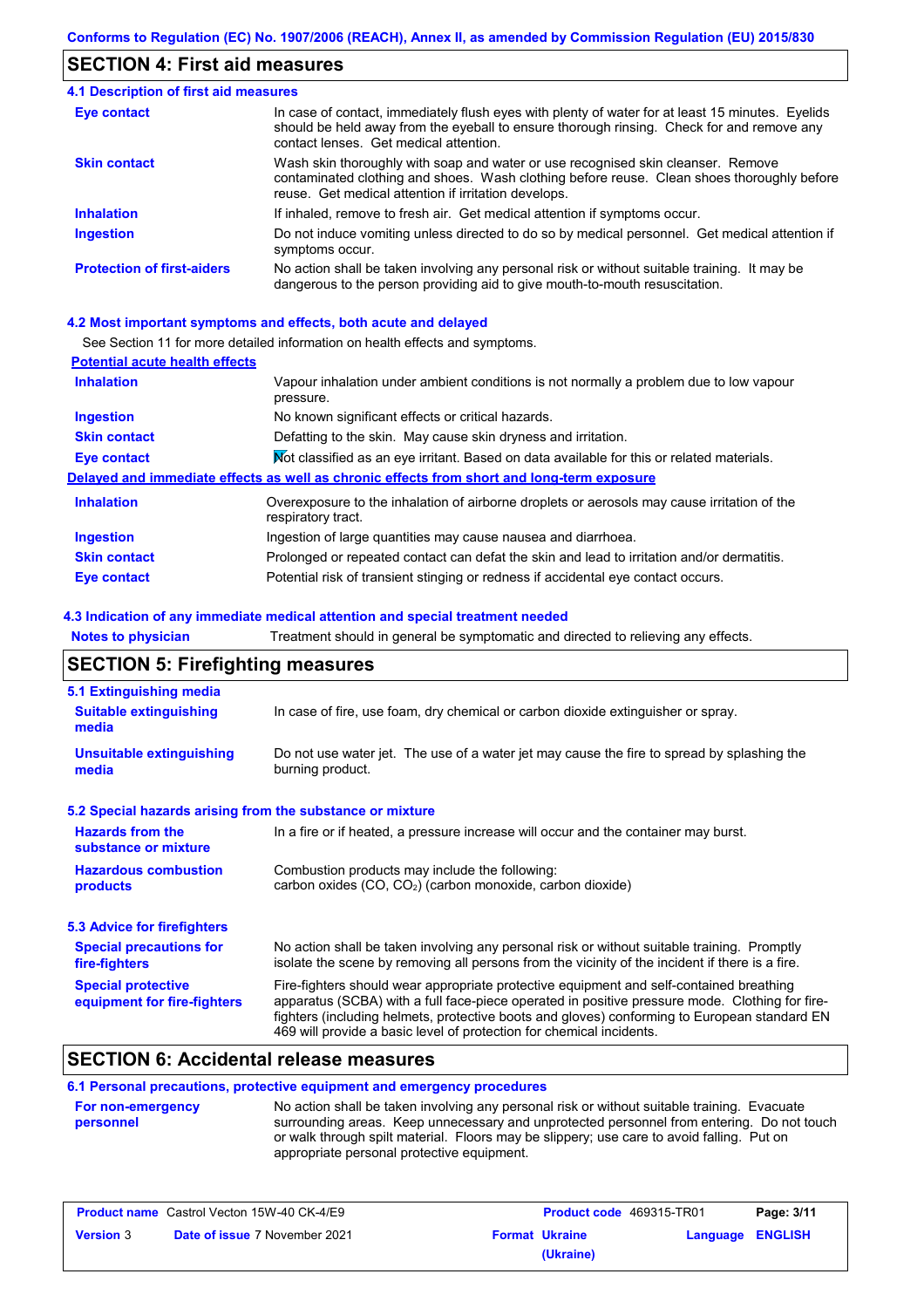## SECTION 4: First aid measures

### 4.1 Description of first aid measures

| | |
|---|---|
| **Eye contact** | In case of contact, immediately flush eyes with plenty of water for at least 15 minutes. Eyelids should be held away from the eyeball to ensure thorough rinsing. Check for and remove any contact lenses. Get medical attention. |
| **Skin contact** | Wash skin thoroughly with soap and water or use recognised skin cleanser. Remove contaminated clothing and shoes. Wash clothing before reuse. Clean shoes thoroughly before reuse. Get medical attention if irritation develops. |
| **Inhalation** | If inhaled, remove to fresh air. Get medical attention if symptoms occur. |
| **Ingestion** | Do not induce vomiting unless directed to do so by medical personnel. Get medical attention if symptoms occur. |
| **Protection of first-aiders** | No action shall be taken involving any personal risk or without suitable training. It may be dangerous to the person providing aid to give mouth-to-mouth resuscitation. |

### 4.2 Most important symptoms and effects, both acute and delayed

See Section 11 for more detailed information on health effects and symptoms.

**Potential acute health effects**

| | |
|---|---|
| **Inhalation** | Vapour inhalation under ambient conditions is not normally a problem due to low vapour pressure. |
| **Ingestion** | No known significant effects or critical hazards. |
| **Skin contact** | Defatting to the skin. May cause skin dryness and irritation. |
| **Eye contact** | Not classified as an eye irritant. Based on data available for this or related materials. |

**Delayed and immediate effects as well as chronic effects from short and long-term exposure**

| | |
|---|---|
| **Inhalation** | Overexposure to the inhalation of airborne droplets or aerosols may cause irritation of the respiratory tract. |
| **Ingestion** | Ingestion of large quantities may cause nausea and diarrhoea. |
| **Skin contact** | Prolonged or repeated contact can defat the skin and lead to irritation and/or dermatitis. |
| **Eye contact** | Potential risk of transient stinging or redness if accidental eye contact occurs. |

### 4.3 Indication of any immediate medical attention and special treatment needed

| | |
|---|---|
| **Notes to physician** | Treatment should in general be symptomatic and directed to relieving any effects. |

## SECTION 5: Firefighting measures

### 5.1 Extinguishing media

| | |
|---|---|
| **Suitable extinguishing media** | In case of fire, use foam, dry chemical or carbon dioxide extinguisher or spray. |
| **Unsuitable extinguishing media** | Do not use water jet. The use of a water jet may cause the fire to spread by splashing the burning product. |

### 5.2 Special hazards arising from the substance or mixture

| | |
|---|---|
| **Hazards from the substance or mixture** | In a fire or if heated, a pressure increase will occur and the container may burst. |
| **Hazardous combustion products** | Combustion products may include the following: carbon oxides (CO, $CO_2$) (carbon monoxide, carbon dioxide) |

### 5.3 Advice for firefighters

| | |
|---|---|
| **Special precautions for fire-fighters** | No action shall be taken involving any personal risk or without suitable training. Promptly isolate the scene by removing all persons from the vicinity of the incident if there is a fire. |
| **Special protective equipment for fire-fighters** | Fire-fighters should wear appropriate protective equipment and self-contained breathing apparatus (SCBA) with a full face-piece operated in positive pressure mode. Clothing for fire-fighters (including helmets, protective boots and gloves) conforming to European standard EN 469 will provide a basic level of protection for chemical incidents. |

## SECTION 6: Accidental release measures

### 6.1 Personal precautions, protective equipment and emergency procedures

| | |
|---|---|
| **For non-emergency personnel** | No action shall be taken involving any personal risk or without suitable training. Evacuate surrounding areas. Keep unnecessary and unprotected personnel from entering. Do not touch or walk through spilt material. Floors may be slippery; use care to avoid falling. Put on appropriate personal protective equipment. |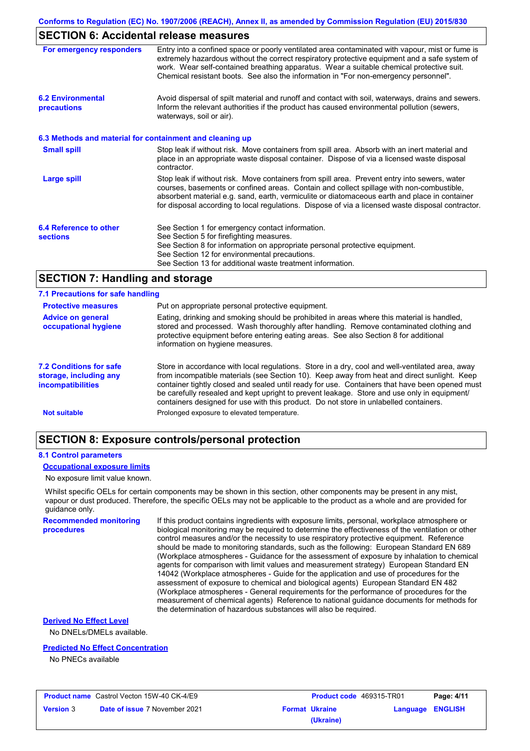Conforms to Regulation (EC) No. 1907/2006 (REACH), Annex II, as amended by Commission Regulation (EU) 2015/830

## SECTION 6: Accidental release measures

**For emergency responders**

Entry into a confined space or poorly ventilated area contaminated with vapour, mist or fume is extremely hazardous without the correct respiratory protective equipment and a safe system of work. Wear self-contained breathing apparatus. Wear a suitable chemical protective suit. Chemical resistant boots. See also the information in "For non-emergency personnel".

**6.2 Environmental precautions**

Avoid dispersal of spilt material and runoff and contact with soil, waterways, drains and sewers. Inform the relevant authorities if the product has caused environmental pollution (sewers, waterways, soil or air).

### 6.3 Methods and material for containment and cleaning up

**Small spill**

Stop leak if without risk. Move containers from spill area. Absorb with an inert material and place in an appropriate waste disposal container. Dispose of via a licensed waste disposal contractor.

**Large spill**

Stop leak if without risk. Move containers from spill area. Prevent entry into sewers, water courses, basements or confined areas. Contain and collect spillage with non-combustible, absorbent material e.g. sand, earth, vermiculite or diatomaceous earth and place in container for disposal according to local regulations. Dispose of via a licensed waste disposal contractor.

**6.4 Reference to other sections**

See Section 1 for emergency contact information.
See Section 5 for firefighting measures.
See Section 8 for information on appropriate personal protective equipment.
See Section 12 for environmental precautions.
See Section 13 for additional waste treatment information.

## SECTION 7: Handling and storage

### 7.1 Precautions for safe handling

**Protective measures**

Put on appropriate personal protective equipment.

**Advice on general occupational hygiene**

Eating, drinking and smoking should be prohibited in areas where this material is handled, stored and processed. Wash thoroughly after handling. Remove contaminated clothing and protective equipment before entering eating areas. See also Section 8 for additional information on hygiene measures.

**7.2 Conditions for safe storage, including any incompatibilities**

Store in accordance with local regulations. Store in a dry, cool and well-ventilated area, away from incompatible materials (see Section 10). Keep away from heat and direct sunlight. Keep container tightly closed and sealed until ready for use. Containers that have been opened must be carefully resealed and kept upright to prevent leakage. Store and use only in equipment/ containers designed for use with this product. Do not store in unlabelled containers.

**Not suitable**

Prolonged exposure to elevated temperature.

## SECTION 8: Exposure controls/personal protection

### 8.1 Control parameters

**Occupational exposure limits**

No exposure limit value known.

Whilst specific OELs for certain components may be shown in this section, other components may be present in any mist, vapour or dust produced. Therefore, the specific OELs may not be applicable to the product as a whole and are provided for guidance only.

**Recommended monitoring procedures**

If this product contains ingredients with exposure limits, personal, workplace atmosphere or biological monitoring may be required to determine the effectiveness of the ventilation or other control measures and/or the necessity to use respiratory protective equipment. Reference should be made to monitoring standards, such as the following: European Standard EN 689 (Workplace atmospheres - Guidance for the assessment of exposure by inhalation to chemical agents for comparison with limit values and measurement strategy) European Standard EN 14042 (Workplace atmospheres - Guide for the application and use of procedures for the assessment of exposure to chemical and biological agents) European Standard EN 482 (Workplace atmospheres - General requirements for the performance of procedures for the measurement of chemical agents) Reference to national guidance documents for methods for the determination of hazardous substances will also be required.

**Derived No Effect Level**

No DNELs/DMELs available.

**Predicted No Effect Concentration**

No PNECs available

| Product name Castrol Vecton 15W-40 CK-4/E9 | | Product code 469315-TR01 | |
|---|---|---|---|
| Version 3 | Date of issue 7 November 2021 | Format Ukraine (Ukraine) | Language ENGLISH |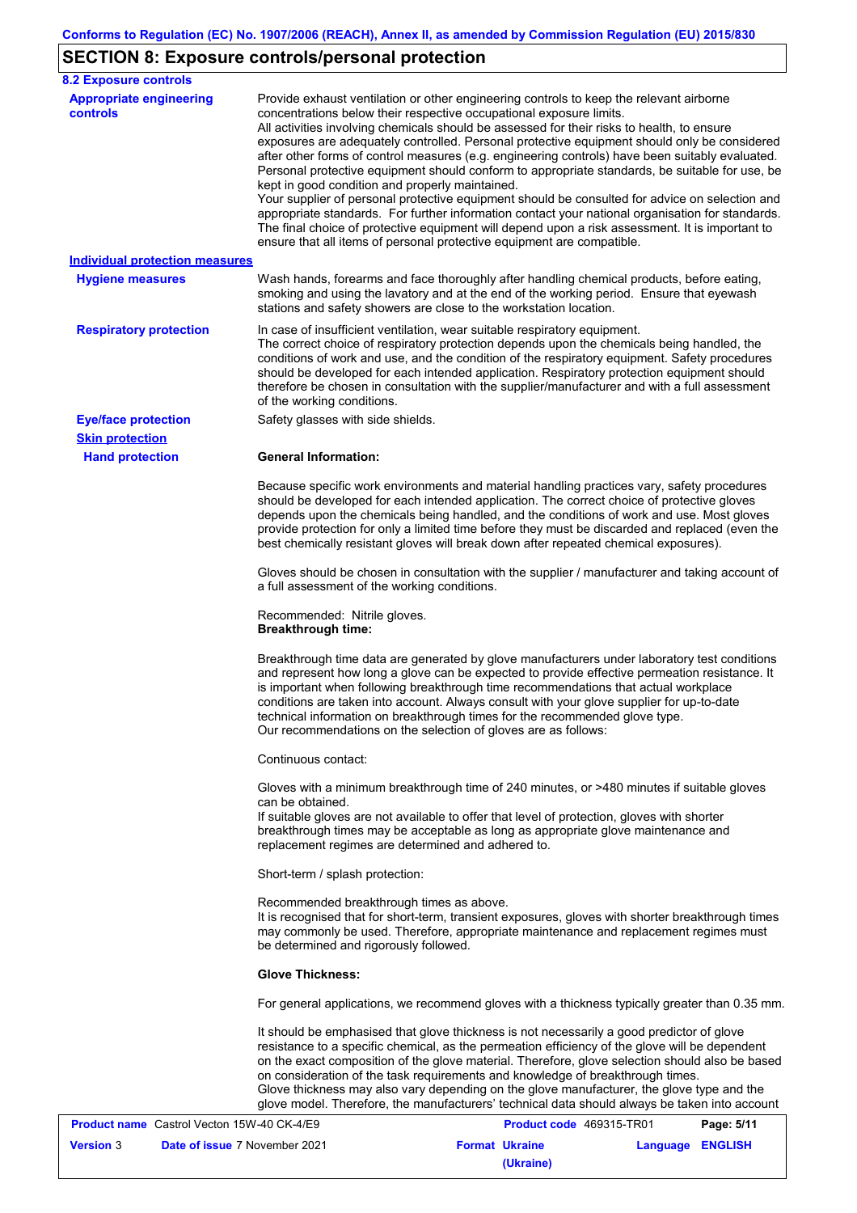## SECTION 8: Exposure controls/personal protection

### 8.2 Exposure controls

**Appropriate engineering controls**

Provide exhaust ventilation or other engineering controls to keep the relevant airborne concentrations below their respective occupational exposure limits.
All activities involving chemicals should be assessed for their risks to health, to ensure exposures are adequately controlled. Personal protective equipment should only be considered after other forms of control measures (e.g. engineering controls) have been suitably evaluated. Personal protective equipment should conform to appropriate standards, be suitable for use, be kept in good condition and properly maintained.
Your supplier of personal protective equipment should be consulted for advice on selection and appropriate standards. For further information contact your national organisation for standards. The final choice of protective equipment will depend upon a risk assessment. It is important to ensure that all items of personal protective equipment are compatible.

**Individual protection measures**

**Hygiene measures**

Wash hands, forearms and face thoroughly after handling chemical products, before eating, smoking and using the lavatory and at the end of the working period. Ensure that eyewash stations and safety showers are close to the workstation location.

**Respiratory protection**

In case of insufficient ventilation, wear suitable respiratory equipment.
The correct choice of respiratory protection depends upon the chemicals being handled, the conditions of work and use, and the condition of the respiratory equipment. Safety procedures should be developed for each intended application. Respiratory protection equipment should therefore be chosen in consultation with the supplier/manufacturer and with a full assessment of the working conditions.

**Eye/face protection**

Safety glasses with side shields.

**Skin protection**

**Hand protection**

**General Information:**

Because specific work environments and material handling practices vary, safety procedures should be developed for each intended application. The correct choice of protective gloves depends upon the chemicals being handled, and the conditions of work and use. Most gloves provide protection for only a limited time before they must be discarded and replaced (even the best chemically resistant gloves will break down after repeated chemical exposures).

Gloves should be chosen in consultation with the supplier / manufacturer and taking account of a full assessment of the working conditions.

Recommended: Nitrile gloves.
**Breakthrough time:**

Breakthrough time data are generated by glove manufacturers under laboratory test conditions and represent how long a glove can be expected to provide effective permeation resistance. It is important when following breakthrough time recommendations that actual workplace conditions are taken into account. Always consult with your glove supplier for up-to-date technical information on breakthrough times for the recommended glove type.
Our recommendations on the selection of gloves are as follows:

Continuous contact:

Gloves with a minimum breakthrough time of 240 minutes, or >480 minutes if suitable gloves can be obtained.
If suitable gloves are not available to offer that level of protection, gloves with shorter breakthrough times may be acceptable as long as appropriate glove maintenance and replacement regimes are determined and adhered to.

Short-term / splash protection:

Recommended breakthrough times as above.
It is recognised that for short-term, transient exposures, gloves with shorter breakthrough times may commonly be used. Therefore, appropriate maintenance and replacement regimes must be determined and rigorously followed.

**Glove Thickness:**

For general applications, we recommend gloves with a thickness typically greater than 0.35 mm.

It should be emphasised that glove thickness is not necessarily a good predictor of glove resistance to a specific chemical, as the permeation efficiency of the glove will be dependent on the exact composition of the glove material. Therefore, glove selection should also be based on consideration of the task requirements and knowledge of breakthrough times.
Glove thickness may also vary depending on the glove manufacturer, the glove type and the glove model. Therefore, the manufacturers' technical data should always be taken into account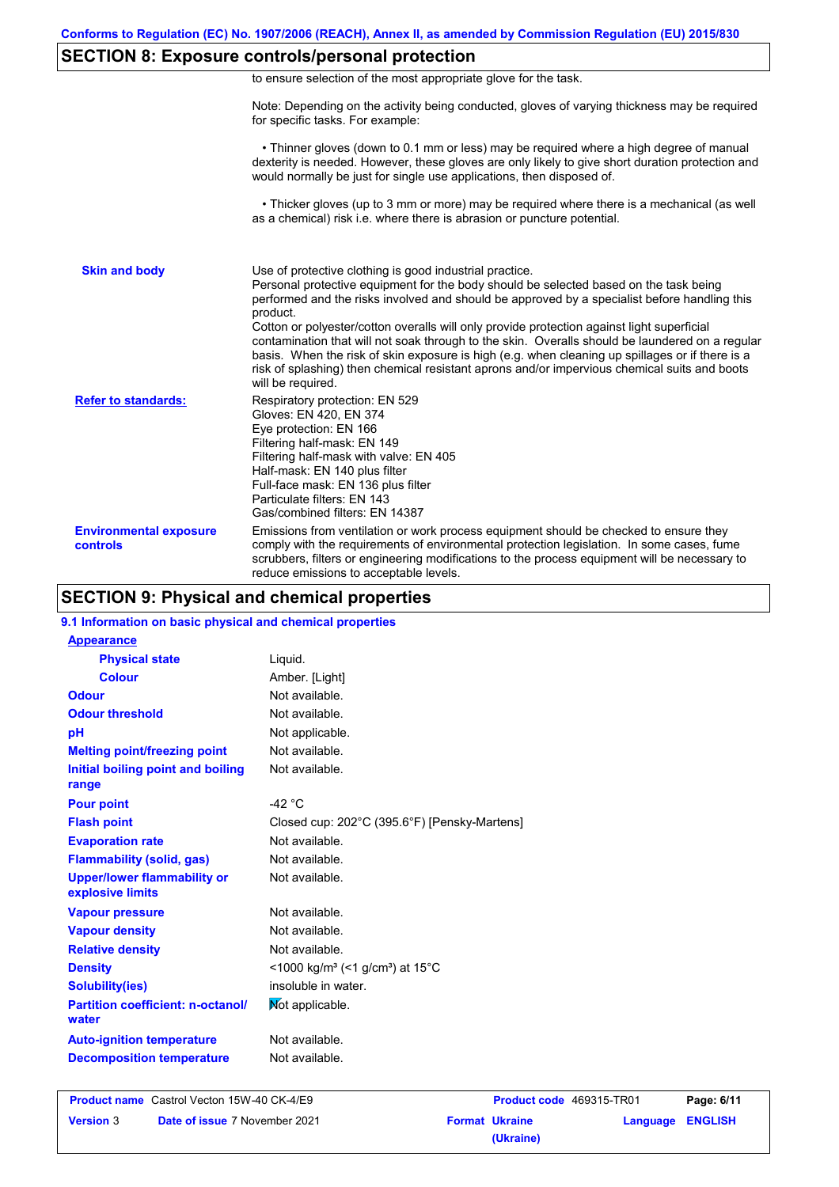## SECTION 8: Exposure controls/personal protection

to ensure selection of the most appropriate glove for the task.

Note: Depending on the activity being conducted, gloves of varying thickness may be required for specific tasks. For example:

• Thinner gloves (down to 0.1 mm or less) may be required where a high degree of manual dexterity is needed. However, these gloves are only likely to give short duration protection and would normally be just for single use applications, then disposed of.

• Thicker gloves (up to 3 mm or more) may be required where there is a mechanical (as well as a chemical) risk i.e. where there is abrasion or puncture potential.

**Skin and body**

Use of protective clothing is good industrial practice.
Personal protective equipment for the body should be selected based on the task being performed and the risks involved and should be approved by a specialist before handling this product.
Cotton or polyester/cotton overalls will only provide protection against light superficial contamination that will not soak through to the skin. Overalls should be laundered on a regular basis. When the risk of skin exposure is high (e.g. when cleaning up spillages or if there is a risk of splashing) then chemical resistant aprons and/or impervious chemical suits and boots will be required.

**Refer to standards:**

Respiratory protection: EN 529
Gloves: EN 420, EN 374
Eye protection: EN 166
Filtering half-mask: EN 149
Filtering half-mask with valve: EN 405
Half-mask: EN 140 plus filter
Full-face mask: EN 136 plus filter
Particulate filters: EN 143
Gas/combined filters: EN 14387

**Environmental exposure controls**

Emissions from ventilation or work process equipment should be checked to ensure they comply with the requirements of environmental protection legislation. In some cases, fume scrubbers, filters or engineering modifications to the process equipment will be necessary to reduce emissions to acceptable levels.

## SECTION 9: Physical and chemical properties

### 9.1 Information on basic physical and chemical properties

| Property | Value |
|---|---|
| **Appearance** | |
| Physical state | Liquid. |
| Colour | Amber. [Light] |
| Odour | Not available. |
| Odour threshold | Not available. |
| pH | Not applicable. |
| Melting point/freezing point | Not available. |
| Initial boiling point and boiling range | Not available. |
| Pour point | -42 °C |
| Flash point | Closed cup: 202°C (395.6°F) [Pensky-Martens] |
| Evaporation rate | Not available. |
| Flammability (solid, gas) | Not available. |
| Upper/lower flammability or explosive limits | Not available. |
| Vapour pressure | Not available. |
| Vapour density | Not available. |
| Relative density | Not available. |
| Density | <1000 kg/m³ (<1 g/cm³) at 15°C |
| Solubility(ies) | insoluble in water. |
| Partition coefficient: n-octanol/water | Not applicable. |
| Auto-ignition temperature | Not available. |
| Decomposition temperature | Not available. |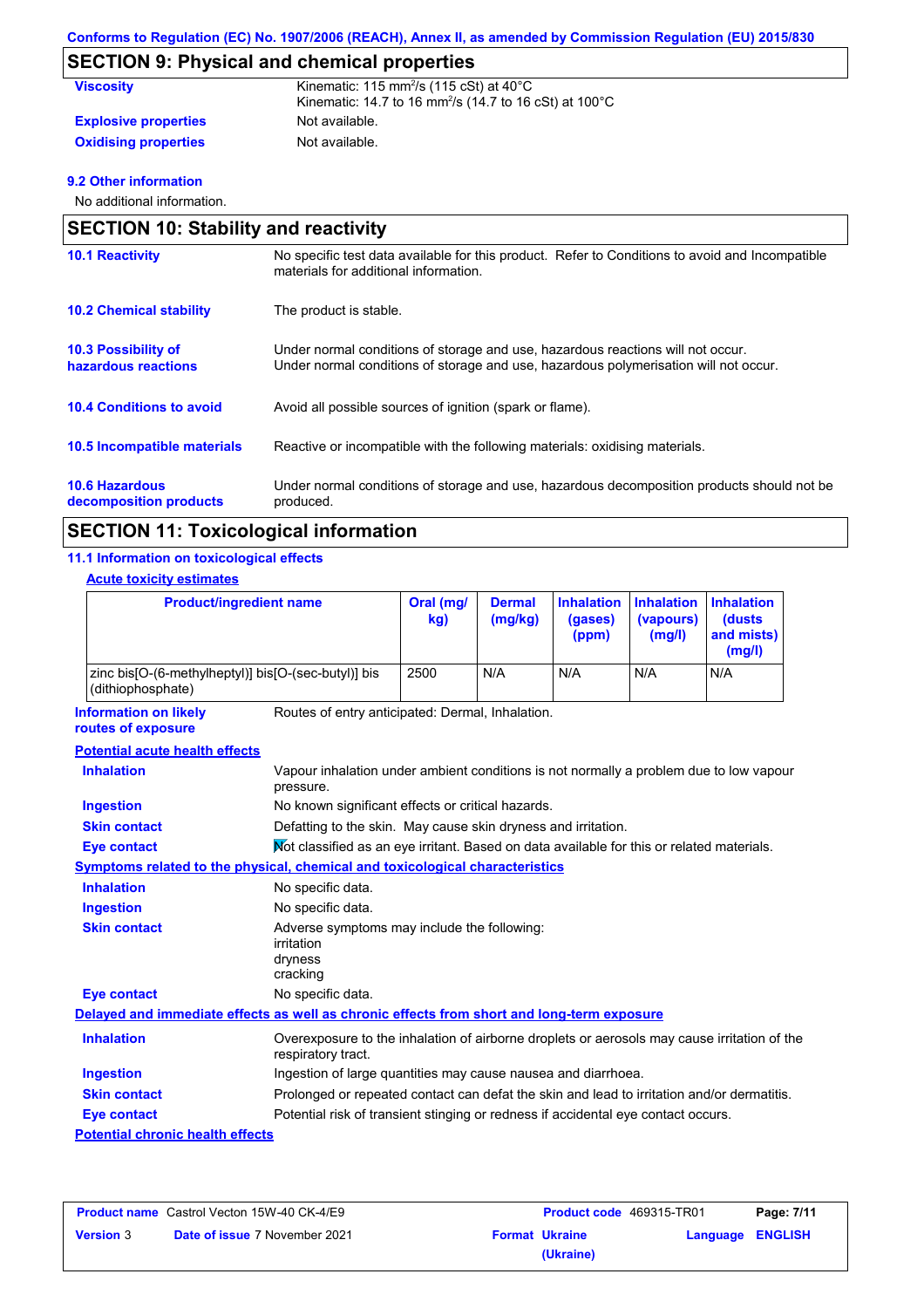## SECTION 9: Physical and chemical properties

| | |
|---|---|
| **Viscosity** | Kinematic: 115 $mm^2/s$ (115 cSt) at 40°C<br>Kinematic: 14.7 to 16 $mm^2/s$ (14.7 to 16 cSt) at 100°C |
| **Explosive properties** | Not available. |
| **Oxidising properties** | Not available. |

**9.2 Other information**

No additional information.

## SECTION 10: Stability and reactivity

| | |
|---|---|
| **10.1 Reactivity** | No specific test data available for this product. Refer to Conditions to avoid and Incompatible materials for additional information. |
| **10.2 Chemical stability** | The product is stable. |
| **10.3 Possibility of hazardous reactions** | Under normal conditions of storage and use, hazardous reactions will not occur.<br>Under normal conditions of storage and use, hazardous polymerisation will not occur. |
| **10.4 Conditions to avoid** | Avoid all possible sources of ignition (spark or flame). |
| **10.5 Incompatible materials** | Reactive or incompatible with the following materials: oxidising materials. |
| **10.6 Hazardous decomposition products** | Under normal conditions of storage and use, hazardous decomposition products should not be produced. |

## SECTION 11: Toxicological information

**11.1 Information on toxicological effects**

**Acute toxicity estimates**

| Product/ingredient name | Oral (mg/kg) | Dermal (mg/kg) | Inhalation (gases) (ppm) | Inhalation (vapours) (mg/l) | Inhalation (dusts and mists) (mg/l) |
|---|---|---|---|---|---|
| zinc bis[O-(6-methylheptyl)] bis[O-(sec-butyl)] bis (dithiophosphate) | 2500 | N/A | N/A | N/A | N/A |

| | |
|---|---|
| **Information on likely routes of exposure** | Routes of entry anticipated: Dermal, Inhalation. |

**Potential acute health effects**

| | |
|---|---|
| **Inhalation** | Vapour inhalation under ambient conditions is not normally a problem due to low vapour pressure. |
| **Ingestion** | No known significant effects or critical hazards. |
| **Skin contact** | Defatting to the skin. May cause skin dryness and irritation. |
| **Eye contact** | Not classified as an eye irritant. Based on data available for this or related materials. |

**Symptoms related to the physical, chemical and toxicological characteristics**

| | |
|---|---|
| **Inhalation** | No specific data. |
| **Ingestion** | No specific data. |
| **Skin contact** | Adverse symptoms may include the following:<br>irritation<br>dryness<br>cracking |
| **Eye contact** | No specific data. |

**Delayed and immediate effects as well as chronic effects from short and long-term exposure**

| | |
|---|---|
| **Inhalation** | Overexposure to the inhalation of airborne droplets or aerosols may cause irritation of the respiratory tract. |
| **Ingestion** | Ingestion of large quantities may cause nausea and diarrhoea. |
| **Skin contact** | Prolonged or repeated contact can defat the skin and lead to irritation and/or dermatitis. |
| **Eye contact** | Potential risk of transient stinging or redness if accidental eye contact occurs. |

**Potential chronic health effects**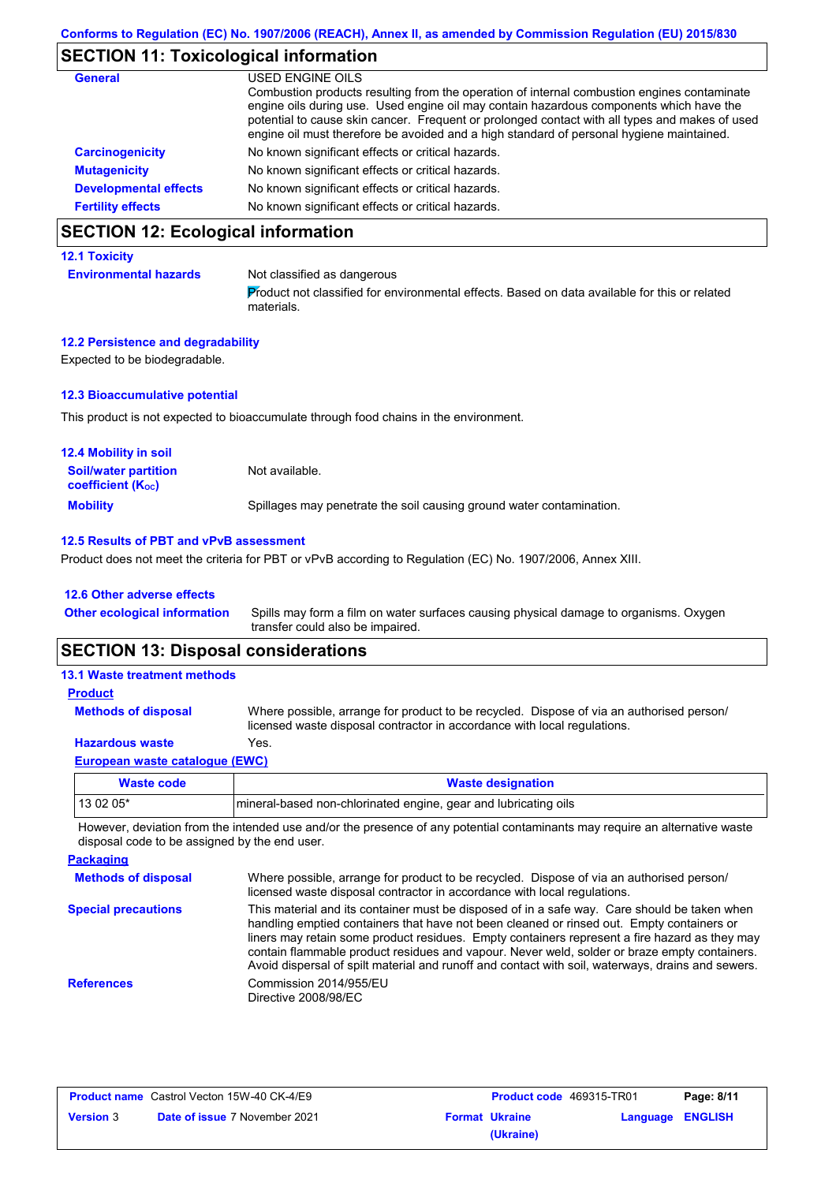## SECTION 11: Toxicological information

**General**

USED ENGINE OILS

Combustion products resulting from the operation of internal combustion engines contaminate engine oils during use. Used engine oil may contain hazardous components which have the potential to cause skin cancer. Frequent or prolonged contact with all types and makes of used engine oil must therefore be avoided and a high standard of personal hygiene maintained.

**Carcinogenicity**: No known significant effects or critical hazards.

**Mutagenicity**: No known significant effects or critical hazards.

**Developmental effects**: No known significant effects or critical hazards.

**Fertility effects**: No known significant effects or critical hazards.

## SECTION 12: Ecological information

### 12.1 Toxicity

**Environmental hazards**: Not classified as dangerous

Product not classified for environmental effects. Based on data available for this or related materials.

### 12.2 Persistence and degradability

Expected to be biodegradable.

### 12.3 Bioaccumulative potential

This product is not expected to bioaccumulate through food chains in the environment.

### 12.4 Mobility in soil

**Soil/water partition coefficient ($K_{OC}$)**: Not available.

**Mobility**: Spillages may penetrate the soil causing ground water contamination.

### 12.5 Results of PBT and vPvB assessment

Product does not meet the criteria for PBT or vPvB according to Regulation (EC) No. 1907/2006, Annex XIII.

### 12.6 Other adverse effects

**Other ecological information**: Spills may form a film on water surfaces causing physical damage to organisms. Oxygen transfer could also be impaired.

## SECTION 13: Disposal considerations

### 13.1 Waste treatment methods

**Product**

**Methods of disposal**: Where possible, arrange for product to be recycled. Dispose of via an authorised person/ licensed waste disposal contractor in accordance with local regulations.

**Hazardous waste**: Yes.

**European waste catalogue (EWC)**

| Waste code | Waste designation |
|---|---|
| 13 02 05* | mineral-based non-chlorinated engine, gear and lubricating oils |

However, deviation from the intended use and/or the presence of any potential contaminants may require an alternative waste disposal code to be assigned by the end user.

**Packaging**

**Methods of disposal**: Where possible, arrange for product to be recycled. Dispose of via an authorised person/ licensed waste disposal contractor in accordance with local regulations.

**Special precautions**: This material and its container must be disposed of in a safe way. Care should be taken when handling emptied containers that have not been cleaned or rinsed out. Empty containers or liners may retain some product residues. Empty containers represent a fire hazard as they may contain flammable product residues and vapour. Never weld, solder or braze empty containers. Avoid dispersal of spilt material and runoff and contact with soil, waterways, drains and sewers.

**References**: Commission 2014/955/EU
Directive 2008/98/EC

| Product name | Castrol Vecton 15W-40 CK-4/E9 | Product code | 469315-TR01 | Page: 8/11 |
|---|---|---|---|---|
| Version 3 | Date of issue 7 November 2021 | Format Ukraine (Ukraine) | Language ENGLISH | |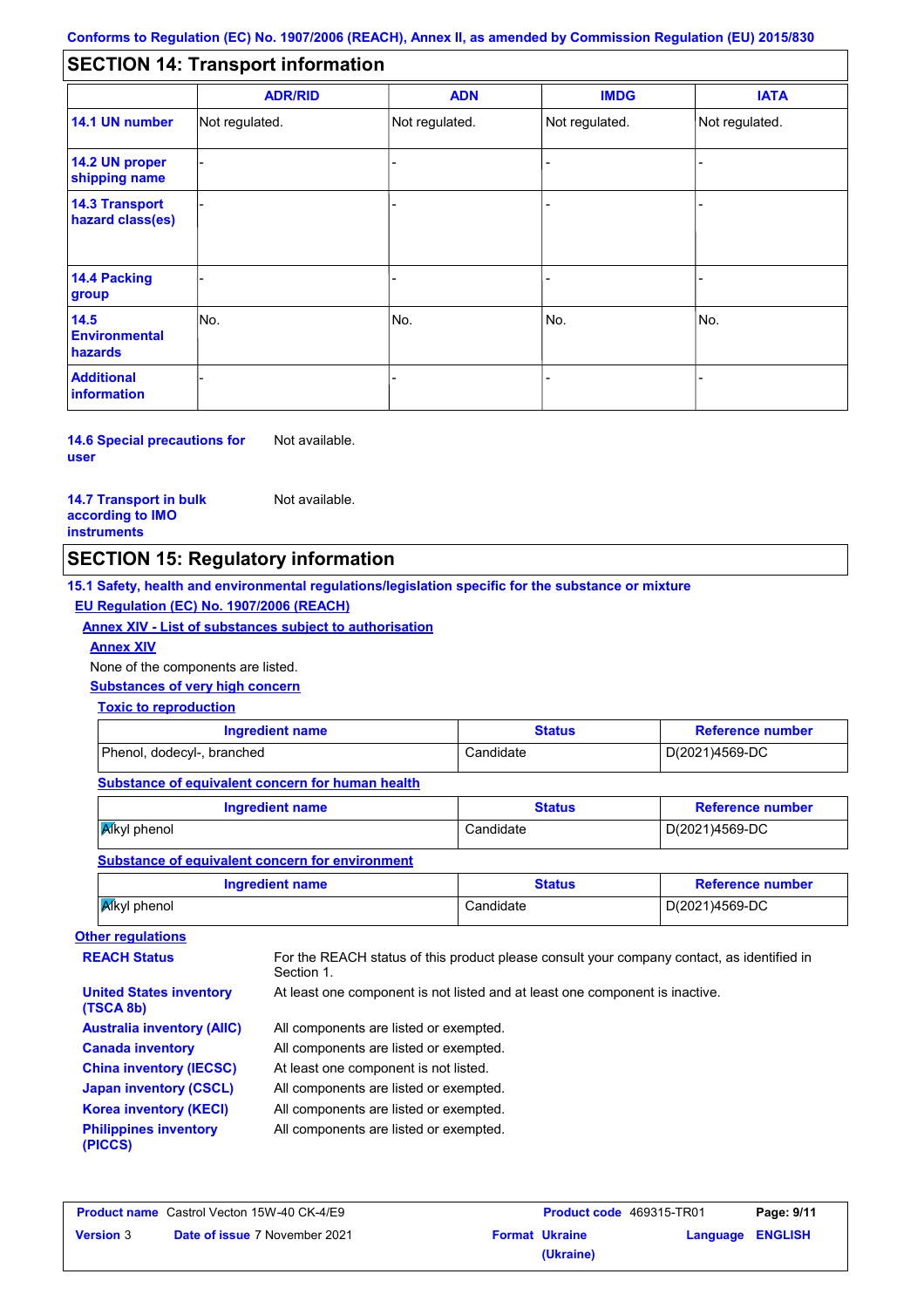Conforms to Regulation (EC) No. 1907/2006 (REACH), Annex II, as amended by Commission Regulation (EU) 2015/830

## SECTION 14: Transport information

| | ADR/RID | ADN | IMDG | IATA |
|---|---|---|---|---|
| **14.1 UN number** | Not regulated. | Not regulated. | Not regulated. | Not regulated. |
| **14.2 UN proper shipping name** | - | - | - | - |
| **14.3 Transport hazard class(es)** | - | - | - | - |
| **14.4 Packing group** | - | - | - | - |
| **14.5 Environmental hazards** | No. | No. | No. | No. |
| **Additional information** | - | - | - | - |

**14.6 Special precautions for user** Not available.

**14.7 Transport in bulk according to IMO instruments** Not available.

## SECTION 15: Regulatory information

**15.1 Safety, health and environmental regulations/legislation specific for the substance or mixture**

**EU Regulation (EC) No. 1907/2006 (REACH)**

**Annex XIV - List of substances subject to authorisation**

**Annex XIV**

None of the components are listed.

**Substances of very high concern**

**Toxic to reproduction**

| Ingredient name | Status | Reference number |
|---|---|---|
| Phenol, dodecyl-, branched | Candidate | D(2021)4569-DC |

**Substance of equivalent concern for human health**

| Ingredient name | Status | Reference number |
|---|---|---|
| Alkyl phenol | Candidate | D(2021)4569-DC |

**Substance of equivalent concern for environment**

| Ingredient name | Status | Reference number |
|---|---|---|
| Alkyl phenol | Candidate | D(2021)4569-DC |

**Other regulations**

**REACH Status** For the REACH status of this product please consult your company contact, as identified in Section 1.

**United States inventory (TSCA 8b)** At least one component is not listed and at least one component is inactive.

**Australia inventory (AIIC)** All components are listed or exempted.

**Canada inventory** All components are listed or exempted.

**China inventory (IECSC)** At least one component is not listed.

**Japan inventory (CSCL)** All components are listed or exempted.

**Korea inventory (KECI)** All components are listed or exempted.

**Philippines inventory (PICCS)** All components are listed or exempted.

| **Product name** Castrol Vecton 15W-40 CK-4/E9 | | **Product code** 469315-TR01 | |
|---|---|---|---|
| **Version** 3 | **Date of issue** 7 November 2021 | **Format** Ukraine (Ukraine) | **Language** ENGLISH |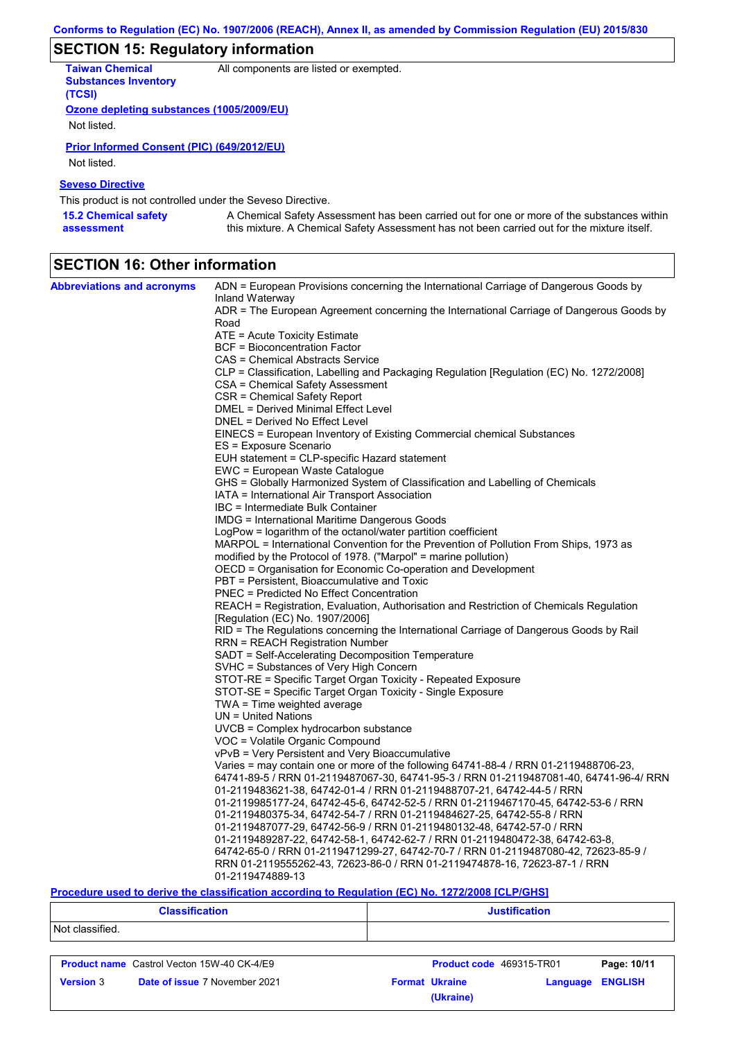## SECTION 15: Regulatory information

**Taiwan Chemical Substances Inventory (TCSI)**: All components are listed or exempted.

**Ozone depleting substances (1005/2009/EU)**

Not listed.

**Prior Informed Consent (PIC) (649/2012/EU)**

Not listed.

**Seveso Directive**

This product is not controlled under the Seveso Directive.

**15.2 Chemical safety assessment**: A Chemical Safety Assessment has been carried out for one or more of the substances within this mixture. A Chemical Safety Assessment has not been carried out for the mixture itself.

## SECTION 16: Other information

**Abbreviations and acronyms**

ADN = European Provisions concerning the International Carriage of Dangerous Goods by Inland Waterway
ADR = The European Agreement concerning the International Carriage of Dangerous Goods by Road
ATE = Acute Toxicity Estimate
BCF = Bioconcentration Factor
CAS = Chemical Abstracts Service
CLP = Classification, Labelling and Packaging Regulation [Regulation (EC) No. 1272/2008]
CSA = Chemical Safety Assessment
CSR = Chemical Safety Report
DMEL = Derived Minimal Effect Level
DNEL = Derived No Effect Level
EINECS = European Inventory of Existing Commercial chemical Substances
ES = Exposure Scenario
EUH statement = CLP-specific Hazard statement
EWC = European Waste Catalogue
GHS = Globally Harmonized System of Classification and Labelling of Chemicals
IATA = International Air Transport Association
IBC = Intermediate Bulk Container
IMDG = International Maritime Dangerous Goods
LogPow = logarithm of the octanol/water partition coefficient
MARPOL = International Convention for the Prevention of Pollution From Ships, 1973 as modified by the Protocol of 1978. ("Marpol" = marine pollution)
OECD = Organisation for Economic Co-operation and Development
PBT = Persistent, Bioaccumulative and Toxic
PNEC = Predicted No Effect Concentration
REACH = Registration, Evaluation, Authorisation and Restriction of Chemicals Regulation [Regulation (EC) No. 1907/2006]
RID = The Regulations concerning the International Carriage of Dangerous Goods by Rail
RRN = REACH Registration Number
SADT = Self-Accelerating Decomposition Temperature
SVHC = Substances of Very High Concern
STOT-RE = Specific Target Organ Toxicity - Repeated Exposure
STOT-SE = Specific Target Organ Toxicity - Single Exposure
TWA = Time weighted average
UN = United Nations
UVCB = Complex hydrocarbon substance
VOC = Volatile Organic Compound
vPvB = Very Persistent and Very Bioaccumulative
Varies = may contain one or more of the following 64741-88-4 / RRN 01-2119488706-23, 64741-89-5 / RRN 01-2119487067-30, 64741-95-3 / RRN 01-2119487081-40, 64741-96-4/ RRN 01-2119483621-38, 64742-01-4 / RRN 01-2119488707-21, 64742-44-5 / RRN 01-2119985177-24, 64742-45-6, 64742-52-5 / RRN 01-2119467170-45, 64742-53-6 / RRN 01-2119480375-34, 64742-54-7 / RRN 01-2119484627-25, 64742-55-8 / RRN 01-2119487077-29, 64742-56-9 / RRN 01-2119480132-48, 64742-57-0 / RRN 01-2119489287-22, 64742-58-1, 64742-62-7 / RRN 01-2119480472-38, 64742-63-8, 64742-65-0 / RRN 01-2119471299-27, 64742-70-7 / RRN 01-2119487080-42, 72623-85-9 / RRN 01-2119555262-43, 72623-86-0 / RRN 01-2119474878-16, 72623-87-1 / RRN 01-2119474889-13

**Procedure used to derive the classification according to Regulation (EC) No. 1272/2008 [CLP/GHS]**

| Classification | Justification |
|---|---|
| Not classified. | |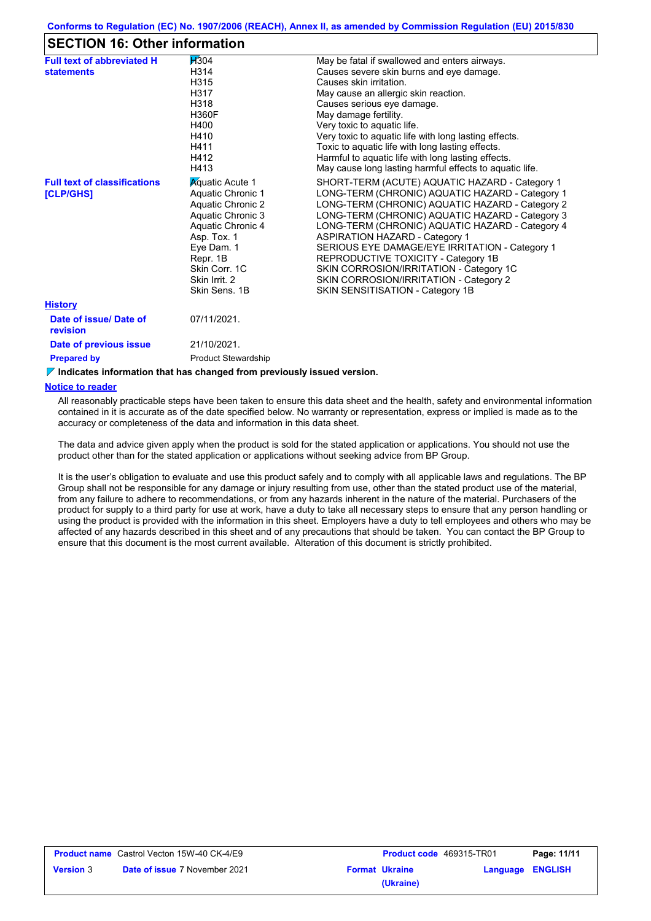Conforms to Regulation (EC) No. 1907/2006 (REACH), Annex II, as amended by Commission Regulation (EU) 2015/830

## SECTION 16: Other information

**Full text of abbreviated H statements**

| | |
|---|---|
| H304 | May be fatal if swallowed and enters airways. |
| H314 | Causes severe skin burns and eye damage. |
| H315 | Causes skin irritation. |
| H317 | May cause an allergic skin reaction. |
| H318 | Causes serious eye damage. |
| H360F | May damage fertility. |
| H400 | Very toxic to aquatic life. |
| H410 | Very toxic to aquatic life with long lasting effects. |
| H411 | Toxic to aquatic life with long lasting effects. |
| H412 | Harmful to aquatic life with long lasting effects. |
| H413 | May cause long lasting harmful effects to aquatic life. |

**Full text of classifications [CLP/GHS]**

| | |
|---|---|
| Aquatic Acute 1 | SHORT-TERM (ACUTE) AQUATIC HAZARD - Category 1 |
| Aquatic Chronic 1 | LONG-TERM (CHRONIC) AQUATIC HAZARD - Category 1 |
| Aquatic Chronic 2 | LONG-TERM (CHRONIC) AQUATIC HAZARD - Category 2 |
| Aquatic Chronic 3 | LONG-TERM (CHRONIC) AQUATIC HAZARD - Category 3 |
| Aquatic Chronic 4 | LONG-TERM (CHRONIC) AQUATIC HAZARD - Category 4 |
| Asp. Tox. 1 | ASPIRATION HAZARD - Category 1 |
| Eye Dam. 1 | SERIOUS EYE DAMAGE/EYE IRRITATION - Category 1 |
| Repr. 1B | REPRODUCTIVE TOXICITY - Category 1B |
| Skin Corr. 1C | SKIN CORROSION/IRRITATION - Category 1C |
| Skin Irrit. 2 | SKIN CORROSION/IRRITATION - Category 2 |
| Skin Sens. 1B | SKIN SENSITISATION - Category 1B |

**History**

**Date of issue/ Date of revision** 07/11/2021.

**Date of previous issue** 21/10/2021.

**Prepared by** Product Stewardship

**Indicates information that has changed from previously issued version.**

**Notice to reader**

All reasonably practicable steps have been taken to ensure this data sheet and the health, safety and environmental information contained in it is accurate as of the date specified below. No warranty or representation, express or implied is made as to the accuracy or completeness of the data and information in this data sheet.

The data and advice given apply when the product is sold for the stated application or applications. You should not use the product other than for the stated application or applications without seeking advice from BP Group.

It is the user's obligation to evaluate and use this product safely and to comply with all applicable laws and regulations. The BP Group shall not be responsible for any damage or injury resulting from use, other than the stated product use of the material, from any failure to adhere to recommendations, or from any hazards inherent in the nature of the material. Purchasers of the product for supply to a third party for use at work, have a duty to take all necessary steps to ensure that any person handling or using the product is provided with the information in this sheet. Employers have a duty to tell employees and others who may be affected of any hazards described in this sheet and of any precautions that should be taken. You can contact the BP Group to ensure that this document is the most current available. Alteration of this document is strictly prohibited.